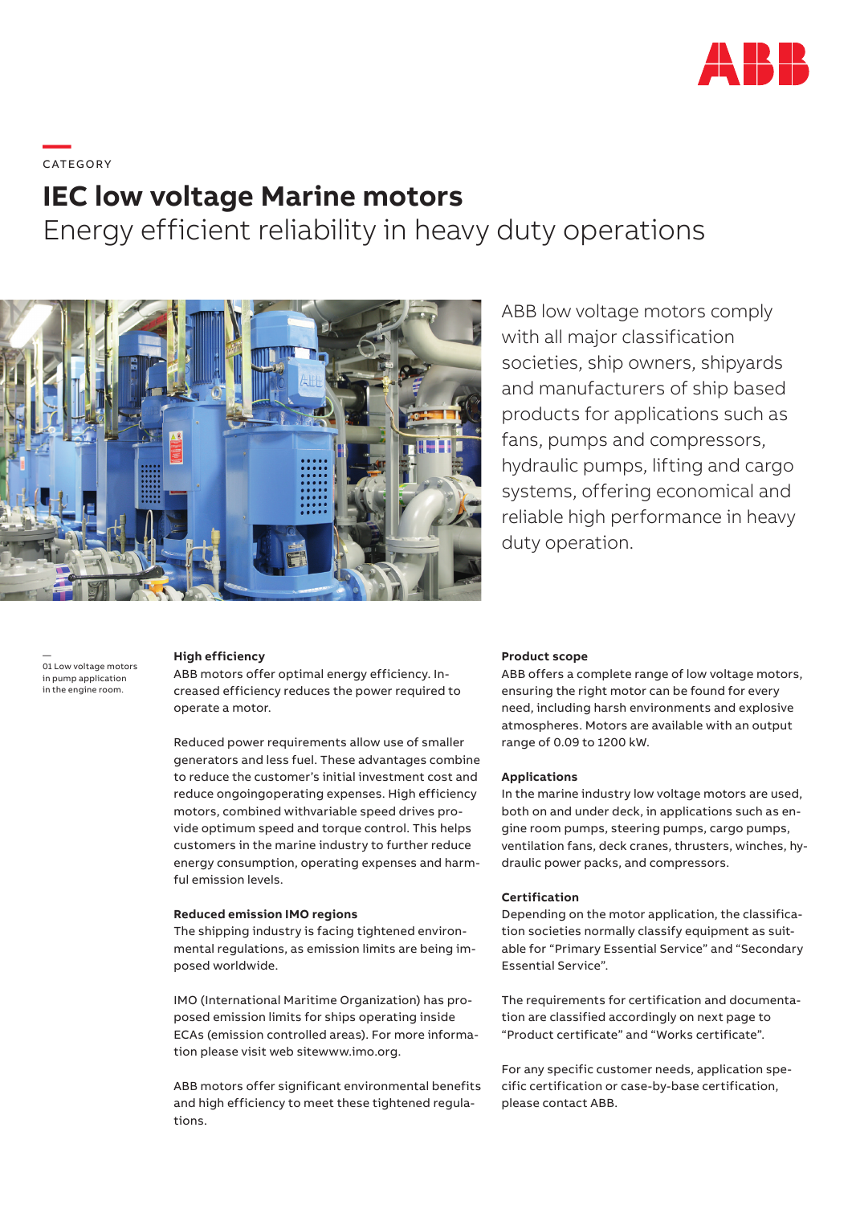CATEGORY

# IEC low voltage Marine motors

## Energy efficient reliability in heavy duty operations

ABB low voltage motors comply with all major classification societies, ship owners, shipyards and manufacturers of ship based products for applications such as fans, pumps and compressors, hydraulic pumps, lifting and cargo systems, offering economical and reliable high performance in heavy duty operation.

01 Low voltage motors in pump application in the engine room.

**High efficiency**

ABB motors offer optimal energy efficiency. Increased efficiency reduces the power required to operate a motor.

Reduced power requirements allow use of smaller generators and less fuel. These advantages combine to reduce the customer's initial investment cost and reduce ongoingoperating expenses. High efficiency motors, combined withvariable speed drives provide optimum speed and torque control. This helps customers in the marine industry to further reduce energy consumption, operating expenses and harmful emission levels.

**Reduced emission IMO regions**

The shipping industry is facing tightened environmental regulations, as emission limits are being imposed worldwide.

IMO (International Maritime Organization) has proposed emission limits for ships operating inside ECAs (emission controlled areas). For more information please visit web sitewww.imo.org.

ABB motors offer significant environmental benefits and high efficiency to meet these tightened regulations.

**Product scope**

ABB offers a complete range of low voltage motors, ensuring the right motor can be found for every need, including harsh environments and explosive atmospheres. Motors are available with an output range of 0.09 to 1200 kW.

**Applications**

In the marine industry low voltage motors are used, both on and under deck, in applications such as engine room pumps, steering pumps, cargo pumps, ventilation fans, deck cranes, thrusters, winches, hydraulic power packs, and compressors.

**Certification**

Depending on the motor application, the classification societies normally classify equipment as suitable for "Primary Essential Service" and "Secondary Essential Service".

The requirements for certification and documentation are classified accordingly on next page to "Product certificate" and "Works certificate".

For any specific customer needs, application specific certification or case-by-base certification, please contact ABB.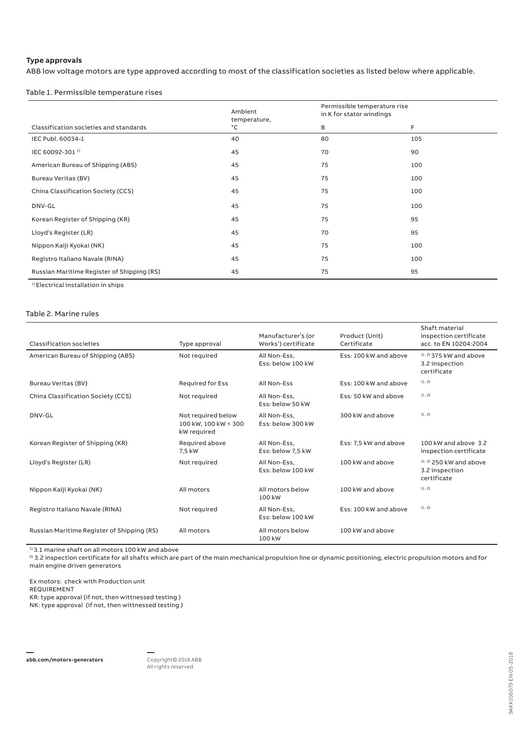**Type approvals**

ABB low voltage motors are type approved according to most of the classification societies as listed below where applicable.

Table 1. Permissible temperature rises

| Classification societies and standards | Ambient temperature, °C | Permissible temperature rise in K for stator windings B | F |
|---|---|---|---|
| IEC Publ. 60034-1 | 40 | 80 | 105 |
| IEC 60092-301 [1] | 45 | 70 | 90 |
| American Bureau of Shipping (ABS) | 45 | 75 | 100 |
| Bureau Veritas (BV) | 45 | 75 | 100 |
| China Classification Society (CCS) | 45 | 75 | 100 |
| DNV-GL | 45 | 75 | 100 |
| Korean Register of Shipping (KR) | 45 | 75 | 95 |
| Lloyd's Register (LR) | 45 | 70 | 95 |
| Nippon Kaiji Kyokai (NK) | 45 | 75 | 100 |
| Registro Italiano Navale (RINA) | 45 | 75 | 100 |
| Russian Maritime Register of Shipping (RS) | 45 | 75 | 95 |

[1] Electrical installation in ships

Table 2. Marine rules

| Classification societies | Type approval | Manufacturer's (or Works') certificate | Product (Unit) Certificate | Shaft material inspection certificate acc. to EN 10204:2004 |
|---|---|---|---|---|
| American Bureau of Shipping (ABS) | Not required | All Non-Ess, Ess: below 100 kW | Ess: 100 kW and above | [1), 2)] 375 kW and above 3.2 inspection certificate |
| Bureau Veritas (BV) | Required for Ess | All Non-Ess | Ess: 100 kW and above | [1), 2)] |
| China Classification Society (CCS) | Not required | All Non-Ess, Ess: below 50 kW | Ess: 50 kW and above | [1), 2)] |
| DNV-GL | Not required below 100 kW, 100 kW < 300 kW required | All Non-Ess, Ess: below 300 kW | 300 kW and above | [1), 2)] |
| Korean Register of Shipping (KR) | Required above 7,5 kW | All Non-Ess, Ess: below 7,5 kW | Ess: 7,5 kW and above | 100 kW and above 3.2 inspection certificate |
| Lloyd's Register (LR) | Not required | All Non-Ess, Ess: below 100 kW | 100 kW and above | [1), 2)] 250 kW and above 3.2 inspection certificate |
| Nippon Kaiji Kyokai (NK) | All motors | All motors below 100 kW | 100 kW and above | [1), 2)] |
| Registro Italiano Navale (RINA) | Not required | All Non-Ess, Ess: below 100 kW | Ess: 100 kW and above | [1), 2)] |
| Russian Maritime Register of Shipping (RS) | All motors | All motors below 100 kW | 100 kW and above | |

[1] 3.1 marine shaft on all motors 100 kW and above

[2] 3.2 inspection certificate for all shafts which are part of the main mechanical propulsion line or dynamic positioning, electric propulsion motors and for main engine driven generators

Ex motors: check with Production unit
REQUIREMENT
KR: type approval (if not, then wittnessed testing )
NK: type approval (if not, then wittnessed testing )

abb.com/motors-generators

Copyright© 2018 ABB
All rights reserved

9AKK106079 EN 05-2018